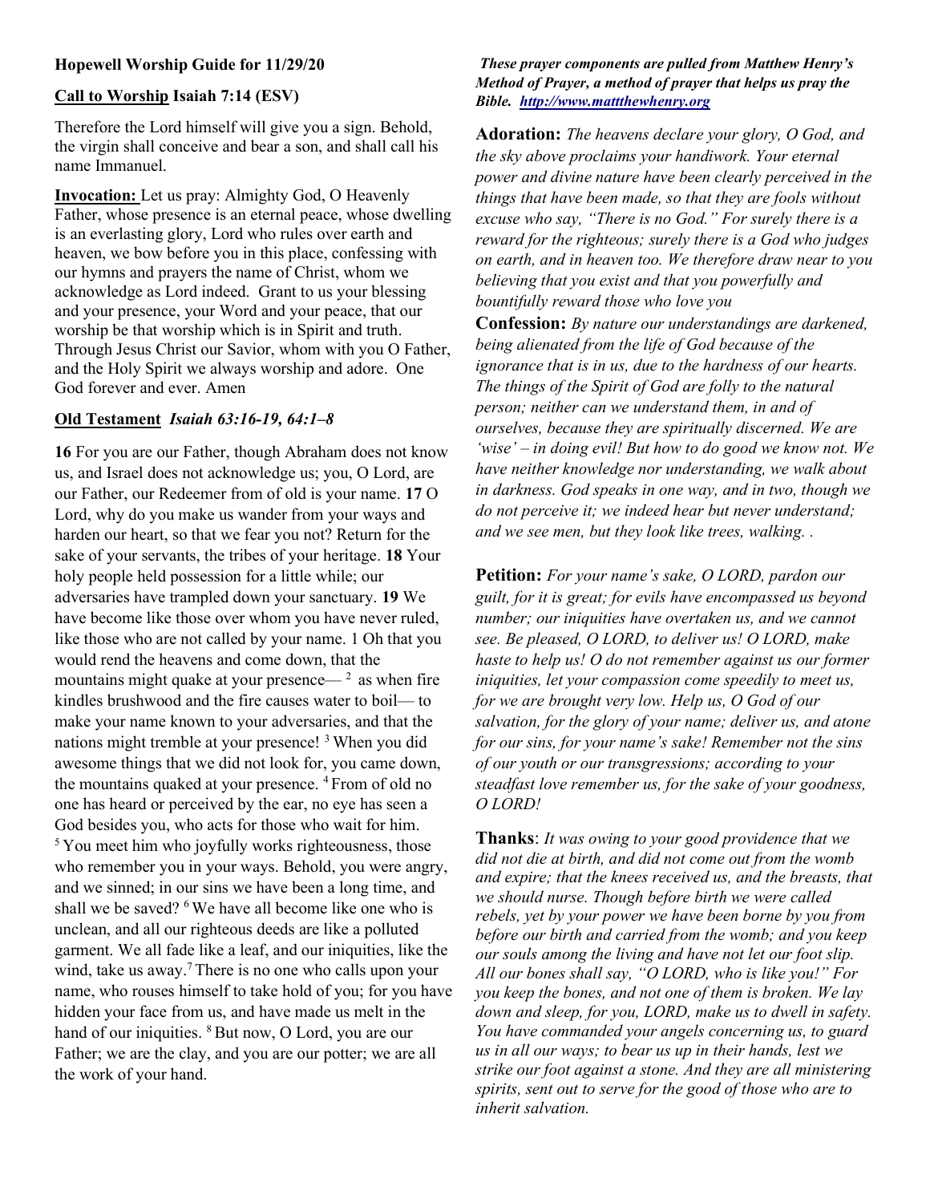**Hopewell Worship Guide for 11/29/20**

**Call to Worship Isaiah 7:14 (ESV)**

Therefore the Lord himself will give you a sign. Behold, the virgin shall conceive and bear a son, and shall call his name Immanuel.

**Invocation:** Let us pray: Almighty God, O Heavenly Father, whose presence is an eternal peace, whose dwelling is an everlasting glory, Lord who rules over earth and heaven, we bow before you in this place, confessing with our hymns and prayers the name of Christ, whom we acknowledge as Lord indeed. Grant to us your blessing and your presence, your Word and your peace, that our worship be that worship which is in Spirit and truth. Through Jesus Christ our Savior, whom with you O Father, and the Holy Spirit we always worship and adore. One God forever and ever. Amen

**Old Testament** ***Isaiah 63:16-19, 64:1–8***

**16** For you are our Father, though Abraham does not know us, and Israel does not acknowledge us; you, O Lord, are our Father, our Redeemer from of old is your name. **17** O Lord, why do you make us wander from your ways and harden our heart, so that we fear you not? Return for the sake of your servants, the tribes of your heritage. **18** Your holy people held possession for a little while; our adversaries have trampled down your sanctuary. **19** We have become like those over whom you have never ruled, like those who are not called by your name. 1 Oh that you would rend the heavens and come down, that the mountains might quake at your presence— [2] as when fire kindles brushwood and the fire causes water to boil— to make your name known to your adversaries, and that the nations might tremble at your presence! [3] When you did awesome things that we did not look for, you came down, the mountains quaked at your presence. [4] From of old no one has heard or perceived by the ear, no eye has seen a God besides you, who acts for those who wait for him. [5] You meet him who joyfully works righteousness, those who remember you in your ways. Behold, you were angry, and we sinned; in our sins we have been a long time, and shall we be saved? [6] We have all become like one who is unclean, and all our righteous deeds are like a polluted garment. We all fade like a leaf, and our iniquities, like the wind, take us away.[7] There is no one who calls upon your name, who rouses himself to take hold of you; for you have hidden your face from us, and have made us melt in the hand of our iniquities. [8] But now, O Lord, you are our Father; we are the clay, and you are our potter; we are all the work of your hand.

***These prayer components are pulled from Matthew Henry's Method of Prayer, a method of prayer that helps us pray the Bible. http://www.mattthewhenry.org***

**Adoration:** *The heavens declare your glory, O God, and the sky above proclaims your handiwork. Your eternal power and divine nature have been clearly perceived in the things that have been made, so that they are fools without excuse who say, "There is no God." For surely there is a reward for the righteous; surely there is a God who judges on earth, and in heaven too. We therefore draw near to you believing that you exist and that you powerfully and bountifully reward those who love you*

**Confession:** *By nature our understandings are darkened, being alienated from the life of God because of the ignorance that is in us, due to the hardness of our hearts. The things of the Spirit of God are folly to the natural person; neither can we understand them, in and of ourselves, because they are spiritually discerned. We are 'wise' – in doing evil! But how to do good we know not. We have neither knowledge nor understanding, we walk about in darkness. God speaks in one way, and in two, though we do not perceive it; we indeed hear but never understand; and we see men, but they look like trees, walking. .*

**Petition:** *For your name's sake, O LORD, pardon our guilt, for it is great; for evils have encompassed us beyond number; our iniquities have overtaken us, and we cannot see. Be pleased, O LORD, to deliver us! O LORD, make haste to help us! O do not remember against us our former iniquities, let your compassion come speedily to meet us, for we are brought very low. Help us, O God of our salvation, for the glory of your name; deliver us, and atone for our sins, for your name's sake! Remember not the sins of our youth or our transgressions; according to your steadfast love remember us, for the sake of your goodness, O LORD!*

**Thanks**: *It was owing to your good providence that we did not die at birth, and did not come out from the womb and expire; that the knees received us, and the breasts, that we should nurse. Though before birth we were called rebels, yet by your power we have been borne by you from before our birth and carried from the womb; and you keep our souls among the living and have not let our foot slip. All our bones shall say, "O LORD, who is like you!" For you keep the bones, and not one of them is broken. We lay down and sleep, for you, LORD, make us to dwell in safety. You have commanded your angels concerning us, to guard us in all our ways; to bear us up in their hands, lest we strike our foot against a stone. And they are all ministering spirits, sent out to serve for the good of those who are to inherit salvation.*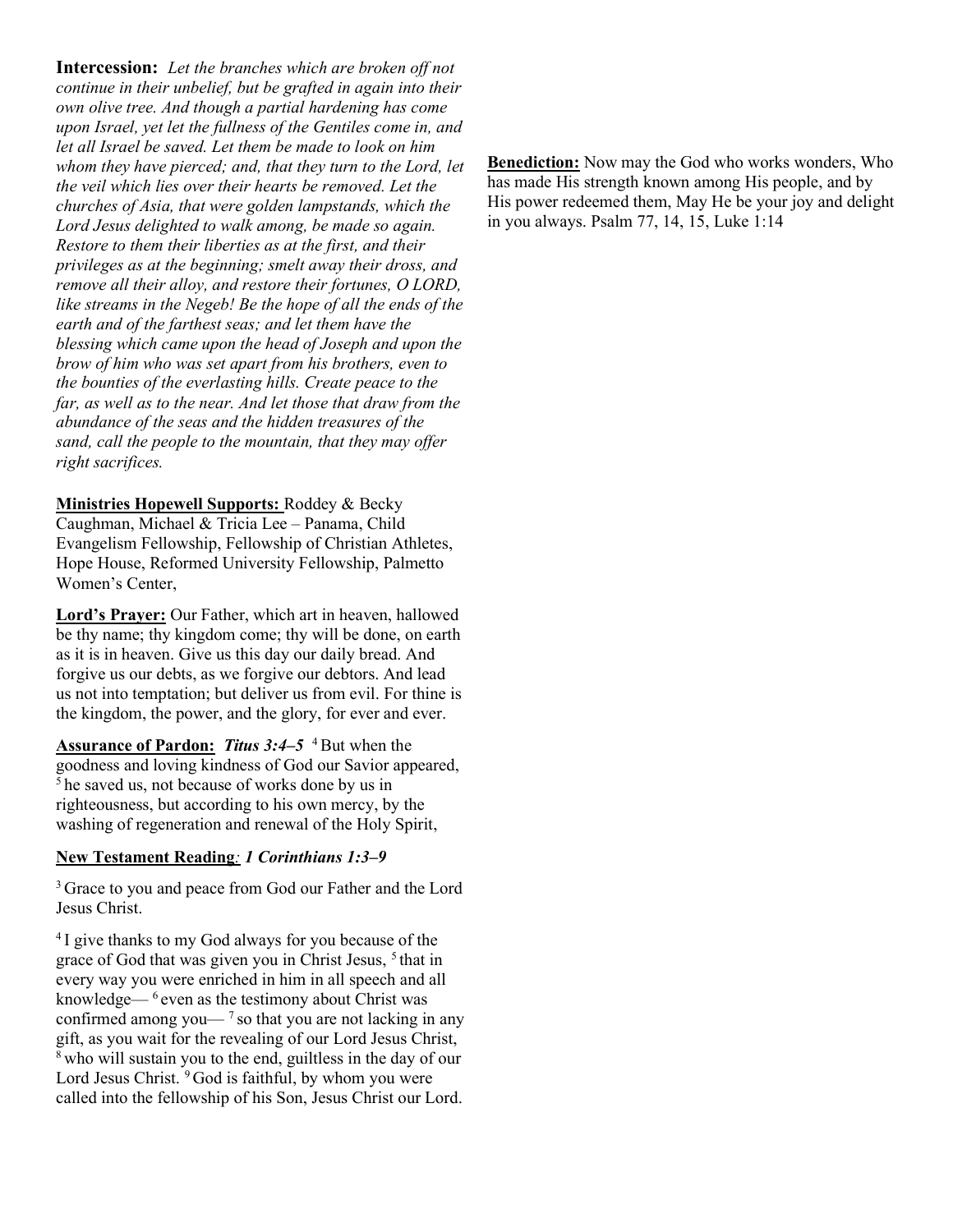**Intercession:** *Let the branches which are broken off not continue in their unbelief, but be grafted in again into their own olive tree. And though a partial hardening has come upon Israel, yet let the fullness of the Gentiles come in, and let all Israel be saved. Let them be made to look on him whom they have pierced; and, that they turn to the Lord, let the veil which lies over their hearts be removed. Let the churches of Asia, that were golden lampstands, which the Lord Jesus delighted to walk among, be made so again. Restore to them their liberties as at the first, and their privileges as at the beginning; smelt away their dross, and remove all their alloy, and restore their fortunes, O LORD, like streams in the Negeb! Be the hope of all the ends of the earth and of the farthest seas; and let them have the blessing which came upon the head of Joseph and upon the brow of him who was set apart from his brothers, even to the bounties of the everlasting hills. Create peace to the far, as well as to the near. And let those that draw from the abundance of the seas and the hidden treasures of the sand, call the people to the mountain, that they may offer right sacrifices.*

**Ministries Hopewell Supports:** Roddey & Becky Caughman, Michael & Tricia Lee – Panama, Child Evangelism Fellowship, Fellowship of Christian Athletes, Hope House, Reformed University Fellowship, Palmetto Women's Center,

**Lord's Prayer:** Our Father, which art in heaven, hallowed be thy name; thy kingdom come; thy will be done, on earth as it is in heaven. Give us this day our daily bread. And forgive us our debts, as we forgive our debtors. And lead us not into temptation; but deliver us from evil. For thine is the kingdom, the power, and the glory, for ever and ever.

**Assurance of Pardon:** ***Titus 3:4–5*** [4] But when the goodness and loving kindness of God our Savior appeared, [5] he saved us, not because of works done by us in righteousness, but according to his own mercy, by the washing of regeneration and renewal of the Holy Spirit,

**New Testament Reading**: ***1 Corinthians 1:3–9***

[3] Grace to you and peace from God our Father and the Lord Jesus Christ.

[4] I give thanks to my God always for you because of the grace of God that was given you in Christ Jesus, [5] that in every way you were enriched in him in all speech and all knowledge— [6] even as the testimony about Christ was confirmed among you— [7] so that you are not lacking in any gift, as you wait for the revealing of our Lord Jesus Christ, [8] who will sustain you to the end, guiltless in the day of our Lord Jesus Christ. [9] God is faithful, by whom you were called into the fellowship of his Son, Jesus Christ our Lord.

**Benediction:** Now may the God who works wonders, Who has made His strength known among His people, and by His power redeemed them, May He be your joy and delight in you always. Psalm 77, 14, 15, Luke 1:14